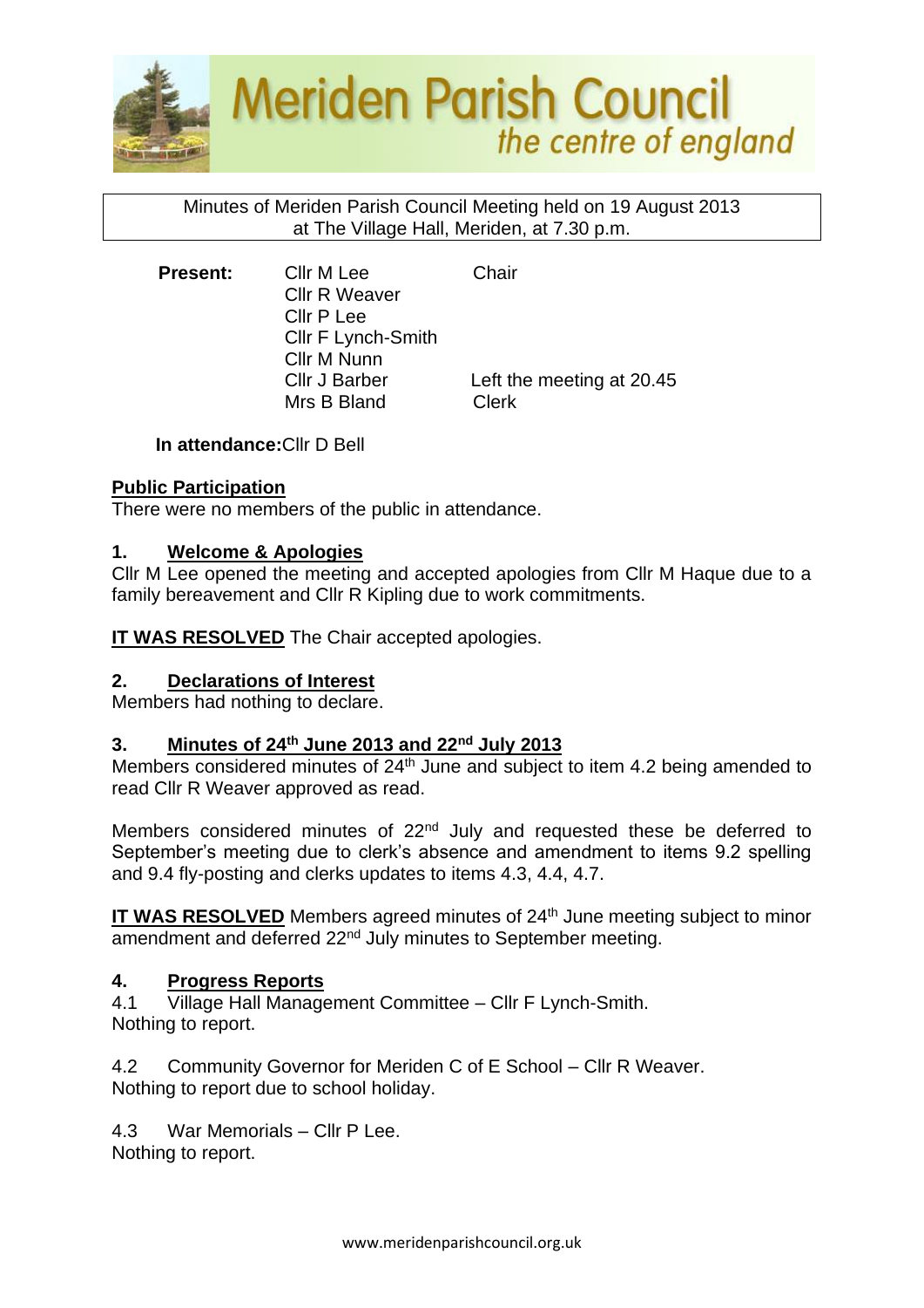# Meriden Parish Council

*the centre of england*

Minutes of Meriden Parish Council Meeting held on 19 August 2013 at The Village Hall, Meriden, at 7.30 p.m.

| **Present:** | Cllr M Lee | Chair |
|---|---|---|
| | Cllr R Weaver | |
| | Cllr P Lee | |
| | Cllr F Lynch-Smith | |
| | Cllr M Nunn | |
| | Cllr J Barber | Left the meeting at 20.45 |
| | Mrs B Bland | Clerk |

**In attendance:** Cllr D Bell

## Public Participation

There were no members of the public in attendance.

## 1. Welcome & Apologies

Cllr M Lee opened the meeting and accepted apologies from Cllr M Haque due to a family bereavement and Cllr R Kipling due to work commitments.

**IT WAS RESOLVED** The Chair accepted apologies.

## 2. Declarations of Interest

Members had nothing to declare.

## 3. Minutes of 24th June 2013 and 22nd July 2013

Members considered minutes of 24th June and subject to item 4.2 being amended to read Cllr R Weaver approved as read.

Members considered minutes of 22nd July and requested these be deferred to September's meeting due to clerk's absence and amendment to items 9.2 spelling and 9.4 fly-posting and clerks updates to items 4.3, 4.4, 4.7.

**IT WAS RESOLVED** Members agreed minutes of 24th June meeting subject to minor amendment and deferred 22nd July minutes to September meeting.

## 4. Progress Reports

4.1 Village Hall Management Committee – Cllr F Lynch-Smith.
Nothing to report.

4.2 Community Governor for Meriden C of E School – Cllr R Weaver.
Nothing to report due to school holiday.

4.3 War Memorials – Cllr P Lee.
Nothing to report.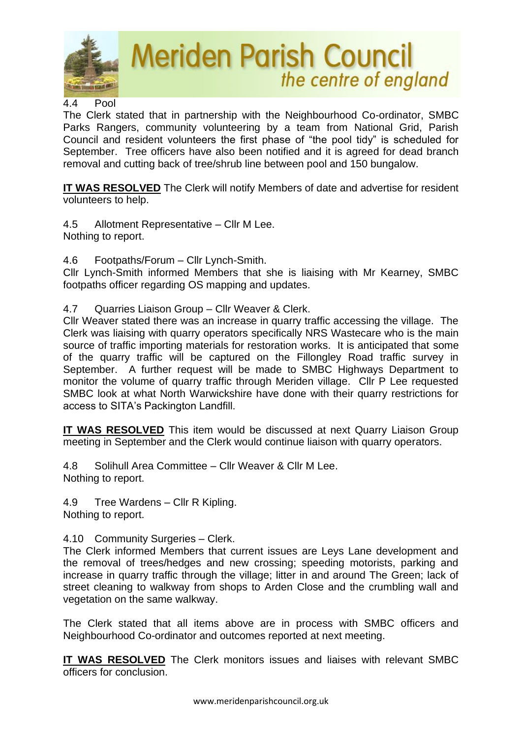4.4 Pool

The Clerk stated that in partnership with the Neighbourhood Co-ordinator, SMBC Parks Rangers, community volunteering by a team from National Grid, Parish Council and resident volunteers the first phase of "the pool tidy" is scheduled for September. Tree officers have also been notified and it is agreed for dead branch removal and cutting back of tree/shrub line between pool and 150 bungalow.

**IT WAS RESOLVED** The Clerk will notify Members of date and advertise for resident volunteers to help.

4.5 Allotment Representative – Cllr M Lee.
Nothing to report.

4.6 Footpaths/Forum – Cllr Lynch-Smith.
Cllr Lynch-Smith informed Members that she is liaising with Mr Kearney, SMBC footpaths officer regarding OS mapping and updates.

4.7 Quarries Liaison Group – Cllr Weaver & Clerk.
Cllr Weaver stated there was an increase in quarry traffic accessing the village. The Clerk was liaising with quarry operators specifically NRS Wastecare who is the main source of traffic importing materials for restoration works. It is anticipated that some of the quarry traffic will be captured on the Fillongley Road traffic survey in September. A further request will be made to SMBC Highways Department to monitor the volume of quarry traffic through Meriden village. Cllr P Lee requested SMBC look at what North Warwickshire have done with their quarry restrictions for access to SITA's Packington Landfill.

**IT WAS RESOLVED** This item would be discussed at next Quarry Liaison Group meeting in September and the Clerk would continue liaison with quarry operators.

4.8 Solihull Area Committee – Cllr Weaver & Cllr M Lee.
Nothing to report.

4.9 Tree Wardens – Cllr R Kipling.
Nothing to report.

4.10 Community Surgeries – Clerk.
The Clerk informed Members that current issues are Leys Lane development and the removal of trees/hedges and new crossing; speeding motorists, parking and increase in quarry traffic through the village; litter in and around The Green; lack of street cleaning to walkway from shops to Arden Close and the crumbling wall and vegetation on the same walkway.

The Clerk stated that all items above are in process with SMBC officers and Neighbourhood Co-ordinator and outcomes reported at next meeting.

**IT WAS RESOLVED** The Clerk monitors issues and liaises with relevant SMBC officers for conclusion.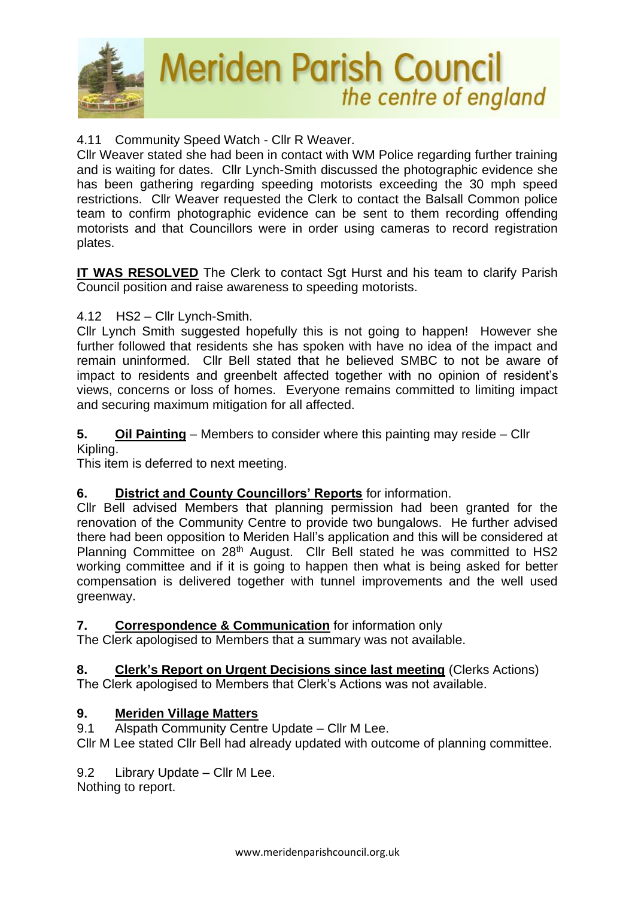4.11 Community Speed Watch - Cllr R Weaver.

Cllr Weaver stated she had been in contact with WM Police regarding further training and is waiting for dates. Cllr Lynch-Smith discussed the photographic evidence she has been gathering regarding speeding motorists exceeding the 30 mph speed restrictions. Cllr Weaver requested the Clerk to contact the Balsall Common police team to confirm photographic evidence can be sent to them recording offending motorists and that Councillors were in order using cameras to record registration plates.

**IT WAS RESOLVED** The Clerk to contact Sgt Hurst and his team to clarify Parish Council position and raise awareness to speeding motorists.

4.12 HS2 – Cllr Lynch-Smith.

Cllr Lynch Smith suggested hopefully this is not going to happen! However she further followed that residents she has spoken with have no idea of the impact and remain uninformed. Cllr Bell stated that he believed SMBC to not be aware of impact to residents and greenbelt affected together with no opinion of resident's views, concerns or loss of homes. Everyone remains committed to limiting impact and securing maximum mitigation for all affected.

**5. Oil Painting** – Members to consider where this painting may reside – Cllr Kipling.

This item is deferred to next meeting.

**6. District and County Councillors' Reports** for information.

Cllr Bell advised Members that planning permission had been granted for the renovation of the Community Centre to provide two bungalows. He further advised there had been opposition to Meriden Hall's application and this will be considered at Planning Committee on 28th August. Cllr Bell stated he was committed to HS2 working committee and if it is going to happen then what is being asked for better compensation is delivered together with tunnel improvements and the well used greenway.

**7. Correspondence & Communication** for information only

The Clerk apologised to Members that a summary was not available.

**8. Clerk's Report on Urgent Decisions since last meeting** (Clerks Actions)

The Clerk apologised to Members that Clerk's Actions was not available.

**9. Meriden Village Matters**

9.1 Alspath Community Centre Update – Cllr M Lee.

Cllr M Lee stated Cllr Bell had already updated with outcome of planning committee.

9.2 Library Update – Cllr M Lee.

Nothing to report.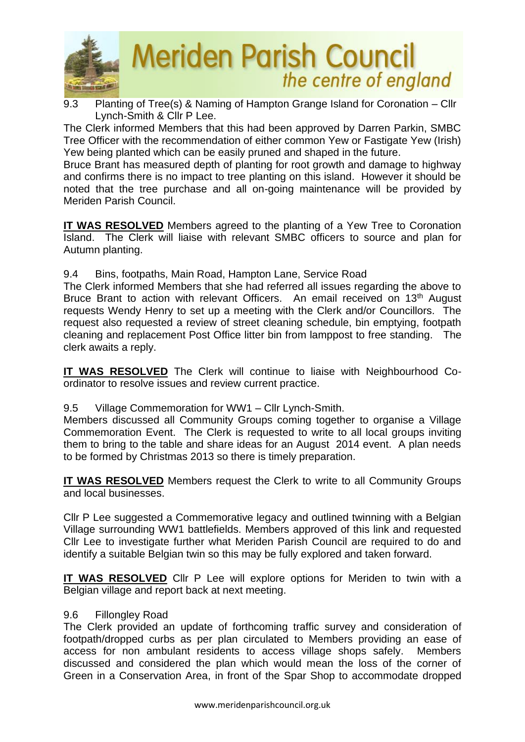9.3 Planting of Tree(s) & Naming of Hampton Grange Island for Coronation – Cllr Lynch-Smith & Cllr P Lee.

The Clerk informed Members that this had been approved by Darren Parkin, SMBC Tree Officer with the recommendation of either common Yew or Fastigate Yew (Irish) Yew being planted which can be easily pruned and shaped in the future.

Bruce Brant has measured depth of planting for root growth and damage to highway and confirms there is no impact to tree planting on this island. However it should be noted that the tree purchase and all on-going maintenance will be provided by Meriden Parish Council.

**IT WAS RESOLVED** Members agreed to the planting of a Yew Tree to Coronation Island. The Clerk will liaise with relevant SMBC officers to source and plan for Autumn planting.

9.4 Bins, footpaths, Main Road, Hampton Lane, Service Road

The Clerk informed Members that she had referred all issues regarding the above to Bruce Brant to action with relevant Officers. An email received on 13th August requests Wendy Henry to set up a meeting with the Clerk and/or Councillors. The request also requested a review of street cleaning schedule, bin emptying, footpath cleaning and replacement Post Office litter bin from lamppost to free standing. The clerk awaits a reply.

**IT WAS RESOLVED** The Clerk will continue to liaise with Neighbourhood Co-ordinator to resolve issues and review current practice.

9.5 Village Commemoration for WW1 – Cllr Lynch-Smith.

Members discussed all Community Groups coming together to organise a Village Commemoration Event. The Clerk is requested to write to all local groups inviting them to bring to the table and share ideas for an August 2014 event. A plan needs to be formed by Christmas 2013 so there is timely preparation.

**IT WAS RESOLVED** Members request the Clerk to write to all Community Groups and local businesses.

Cllr P Lee suggested a Commemorative legacy and outlined twinning with a Belgian Village surrounding WW1 battlefields. Members approved of this link and requested Cllr Lee to investigate further what Meriden Parish Council are required to do and identify a suitable Belgian twin so this may be fully explored and taken forward.

**IT WAS RESOLVED** Cllr P Lee will explore options for Meriden to twin with a Belgian village and report back at next meeting.

9.6 Fillongley Road

The Clerk provided an update of forthcoming traffic survey and consideration of footpath/dropped curbs as per plan circulated to Members providing an ease of access for non ambulant residents to access village shops safely. Members discussed and considered the plan which would mean the loss of the corner of Green in a Conservation Area, in front of the Spar Shop to accommodate dropped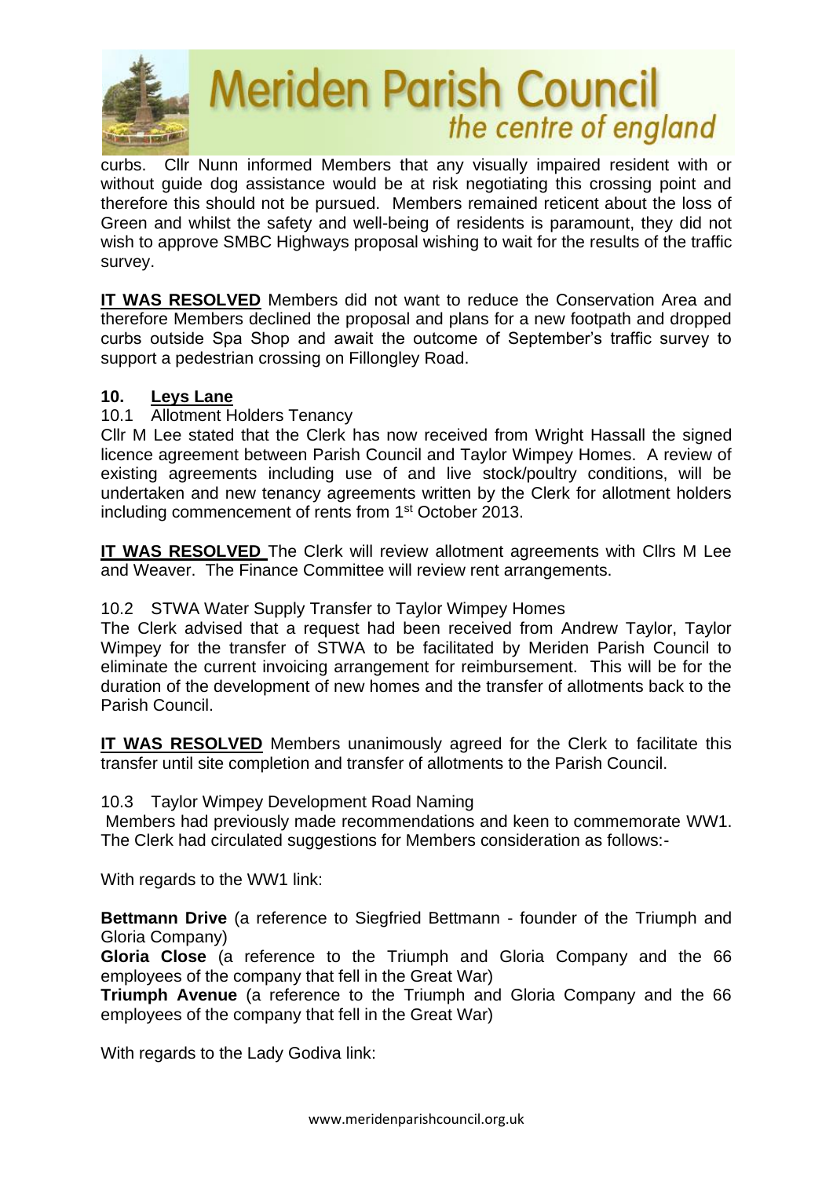curbs. Cllr Nunn informed Members that any visually impaired resident with or without guide dog assistance would be at risk negotiating this crossing point and therefore this should not be pursued. Members remained reticent about the loss of Green and whilst the safety and well-being of residents is paramount, they did not wish to approve SMBC Highways proposal wishing to wait for the results of the traffic survey.

**IT WAS RESOLVED** Members did not want to reduce the Conservation Area and therefore Members declined the proposal and plans for a new footpath and dropped curbs outside Spa Shop and await the outcome of September's traffic survey to support a pedestrian crossing on Fillongley Road.

## 10. Leys Lane

10.1 Allotment Holders Tenancy

Cllr M Lee stated that the Clerk has now received from Wright Hassall the signed licence agreement between Parish Council and Taylor Wimpey Homes. A review of existing agreements including use of and live stock/poultry conditions, will be undertaken and new tenancy agreements written by the Clerk for allotment holders including commencement of rents from 1st October 2013.

**IT WAS RESOLVED** The Clerk will review allotment agreements with Cllrs M Lee and Weaver. The Finance Committee will review rent arrangements.

10.2 STWA Water Supply Transfer to Taylor Wimpey Homes

The Clerk advised that a request had been received from Andrew Taylor, Taylor Wimpey for the transfer of STWA to be facilitated by Meriden Parish Council to eliminate the current invoicing arrangement for reimbursement. This will be for the duration of the development of new homes and the transfer of allotments back to the Parish Council.

**IT WAS RESOLVED** Members unanimously agreed for the Clerk to facilitate this transfer until site completion and transfer of allotments to the Parish Council.

10.3 Taylor Wimpey Development Road Naming

Members had previously made recommendations and keen to commemorate WW1. The Clerk had circulated suggestions for Members consideration as follows:-

With regards to the WW1 link:

**Bettmann Drive** (a reference to Siegfried Bettmann - founder of the Triumph and Gloria Company)

**Gloria Close** (a reference to the Triumph and Gloria Company and the 66 employees of the company that fell in the Great War)

**Triumph Avenue** (a reference to the Triumph and Gloria Company and the 66 employees of the company that fell in the Great War)

With regards to the Lady Godiva link: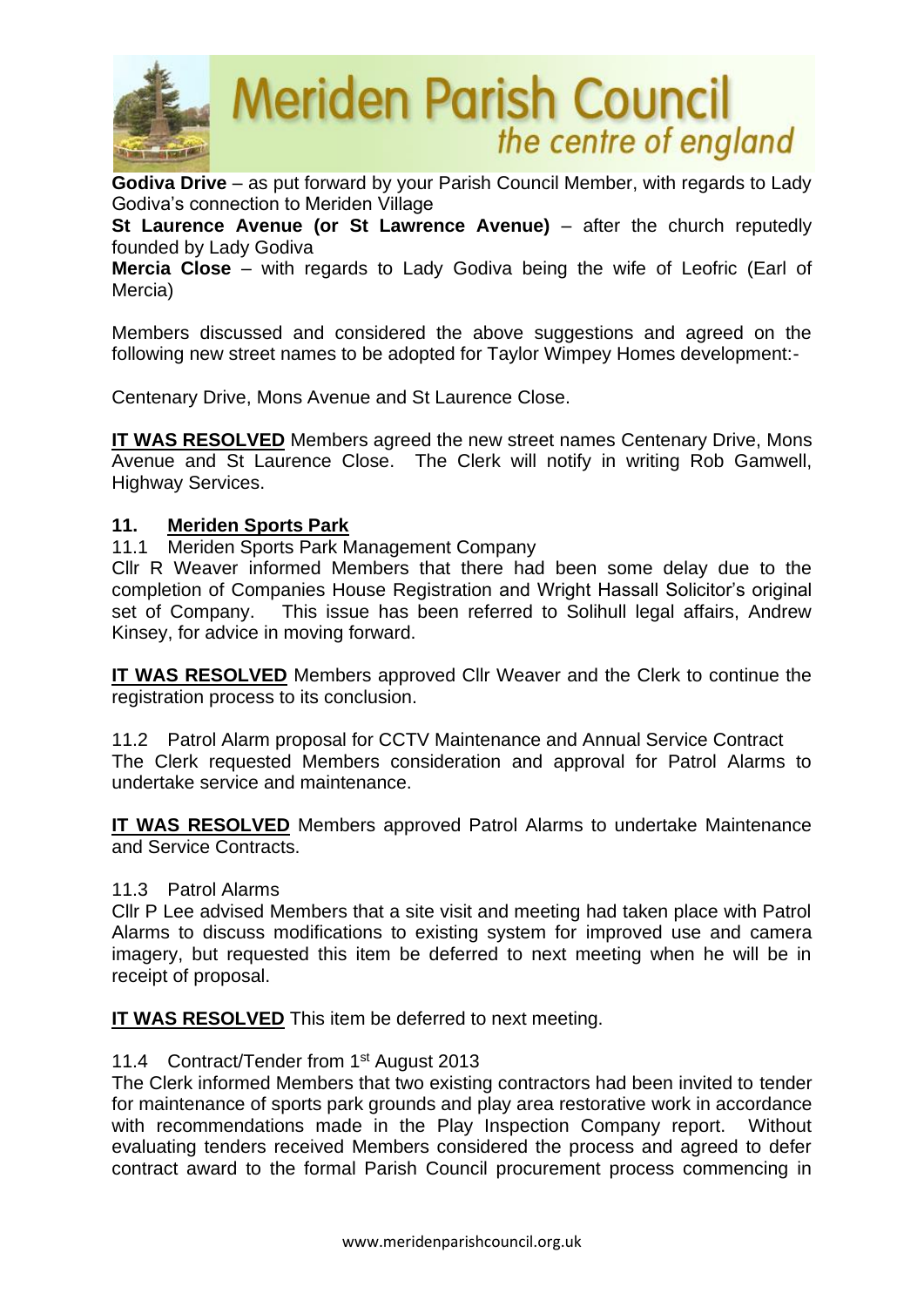**Godiva Drive** – as put forward by your Parish Council Member, with regards to Lady Godiva's connection to Meriden Village

**St Laurence Avenue (or St Lawrence Avenue)** – after the church reputedly founded by Lady Godiva

**Mercia Close** – with regards to Lady Godiva being the wife of Leofric (Earl of Mercia)

Members discussed and considered the above suggestions and agreed on the following new street names to be adopted for Taylor Wimpey Homes development:-

Centenary Drive, Mons Avenue and St Laurence Close.

**IT WAS RESOLVED** Members agreed the new street names Centenary Drive, Mons Avenue and St Laurence Close. The Clerk will notify in writing Rob Gamwell, Highway Services.

**11. Meriden Sports Park**

11.1 Meriden Sports Park Management Company

Cllr R Weaver informed Members that there had been some delay due to the completion of Companies House Registration and Wright Hassall Solicitor's original set of Company. This issue has been referred to Solihull legal affairs, Andrew Kinsey, for advice in moving forward.

**IT WAS RESOLVED** Members approved Cllr Weaver and the Clerk to continue the registration process to its conclusion.

11.2 Patrol Alarm proposal for CCTV Maintenance and Annual Service Contract

The Clerk requested Members consideration and approval for Patrol Alarms to undertake service and maintenance.

**IT WAS RESOLVED** Members approved Patrol Alarms to undertake Maintenance and Service Contracts.

11.3 Patrol Alarms

Cllr P Lee advised Members that a site visit and meeting had taken place with Patrol Alarms to discuss modifications to existing system for improved use and camera imagery, but requested this item be deferred to next meeting when he will be in receipt of proposal.

**IT WAS RESOLVED** This item be deferred to next meeting.

11.4 Contract/Tender from 1st August 2013

The Clerk informed Members that two existing contractors had been invited to tender for maintenance of sports park grounds and play area restorative work in accordance with recommendations made in the Play Inspection Company report. Without evaluating tenders received Members considered the process and agreed to defer contract award to the formal Parish Council procurement process commencing in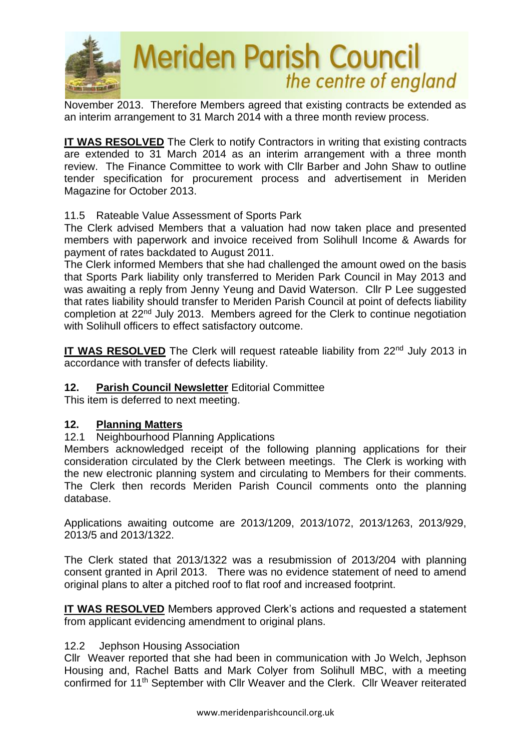November 2013. Therefore Members agreed that existing contracts be extended as an interim arrangement to 31 March 2014 with a three month review process.

**IT WAS RESOLVED** The Clerk to notify Contractors in writing that existing contracts are extended to 31 March 2014 as an interim arrangement with a three month review. The Finance Committee to work with Cllr Barber and John Shaw to outline tender specification for procurement process and advertisement in Meriden Magazine for October 2013.

11.5 Rateable Value Assessment of Sports Park

The Clerk advised Members that a valuation had now taken place and presented members with paperwork and invoice received from Solihull Income & Awards for payment of rates backdated to August 2011.

The Clerk informed Members that she had challenged the amount owed on the basis that Sports Park liability only transferred to Meriden Park Council in May 2013 and was awaiting a reply from Jenny Yeung and David Waterson. Cllr P Lee suggested that rates liability should transfer to Meriden Parish Council at point of defects liability completion at 22nd July 2013. Members agreed for the Clerk to continue negotiation with Solihull officers to effect satisfactory outcome.

**IT WAS RESOLVED** The Clerk will request rateable liability from 22nd July 2013 in accordance with transfer of defects liability.

**12. Parish Council Newsletter** Editorial Committee

This item is deferred to next meeting.

**12. Planning Matters**

12.1 Neighbourhood Planning Applications

Members acknowledged receipt of the following planning applications for their consideration circulated by the Clerk between meetings. The Clerk is working with the new electronic planning system and circulating to Members for their comments. The Clerk then records Meriden Parish Council comments onto the planning database.

Applications awaiting outcome are 2013/1209, 2013/1072, 2013/1263, 2013/929, 2013/5 and 2013/1322.

The Clerk stated that 2013/1322 was a resubmission of 2013/204 with planning consent granted in April 2013. There was no evidence statement of need to amend original plans to alter a pitched roof to flat roof and increased footprint.

**IT WAS RESOLVED** Members approved Clerk's actions and requested a statement from applicant evidencing amendment to original plans.

12.2 Jephson Housing Association

Cllr Weaver reported that she had been in communication with Jo Welch, Jephson Housing and, Rachel Batts and Mark Colyer from Solihull MBC, with a meeting confirmed for 11th September with Cllr Weaver and the Clerk. Cllr Weaver reiterated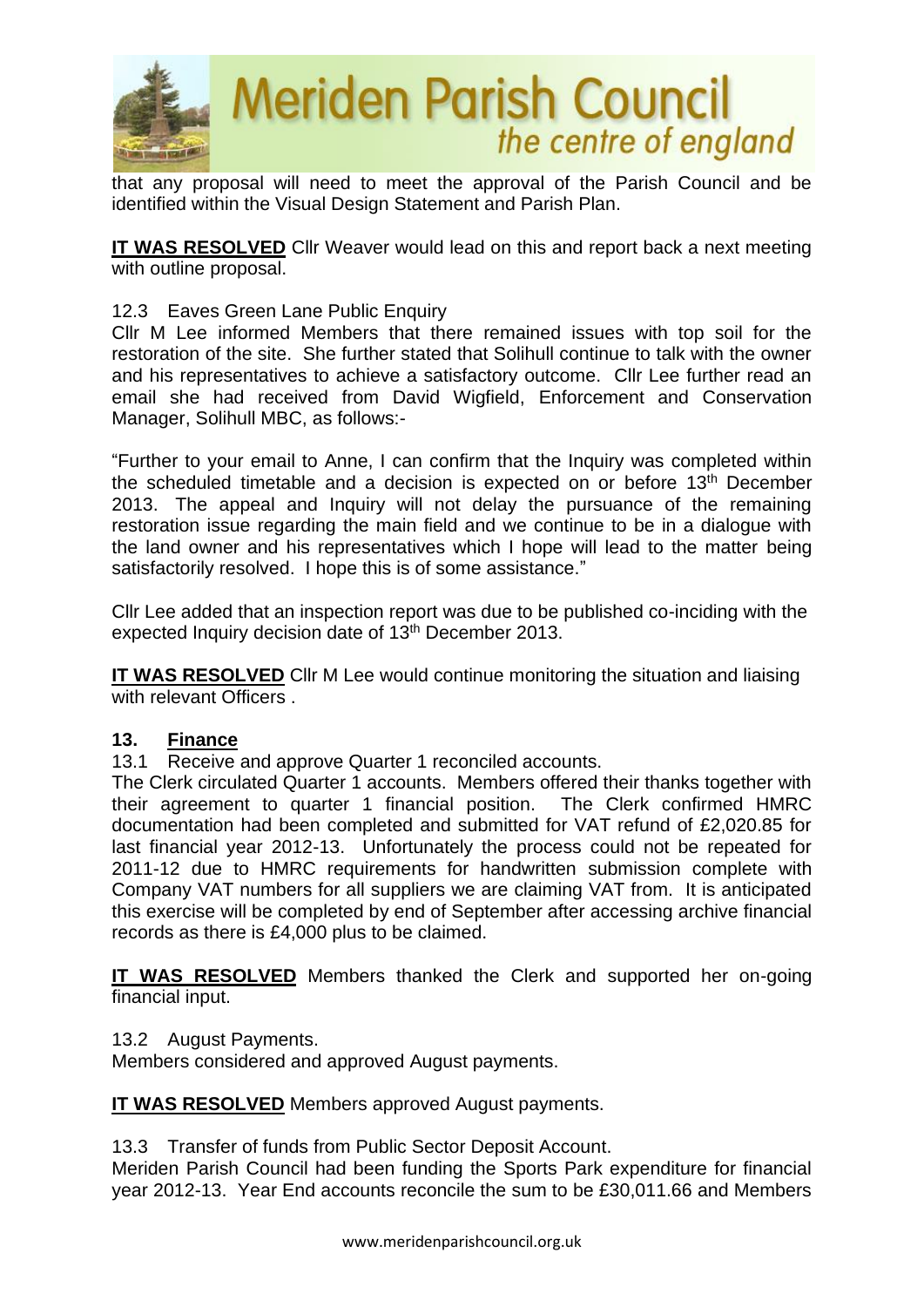that any proposal will need to meet the approval of the Parish Council and be identified within the Visual Design Statement and Parish Plan.

**IT WAS RESOLVED** Cllr Weaver would lead on this and report back a next meeting with outline proposal.

12.3 Eaves Green Lane Public Enquiry

Cllr M Lee informed Members that there remained issues with top soil for the restoration of the site. She further stated that Solihull continue to talk with the owner and his representatives to achieve a satisfactory outcome. Cllr Lee further read an email she had received from David Wigfield, Enforcement and Conservation Manager, Solihull MBC, as follows:-

"Further to your email to Anne, I can confirm that the Inquiry was completed within the scheduled timetable and a decision is expected on or before 13th December 2013. The appeal and Inquiry will not delay the pursuance of the remaining restoration issue regarding the main field and we continue to be in a dialogue with the land owner and his representatives which I hope will lead to the matter being satisfactorily resolved. I hope this is of some assistance."

Cllr Lee added that an inspection report was due to be published co-inciding with the expected Inquiry decision date of 13th December 2013.

**IT WAS RESOLVED** Cllr M Lee would continue monitoring the situation and liaising with relevant Officers .

## 13. Finance

13.1 Receive and approve Quarter 1 reconciled accounts.

The Clerk circulated Quarter 1 accounts. Members offered their thanks together with their agreement to quarter 1 financial position. The Clerk confirmed HMRC documentation had been completed and submitted for VAT refund of £2,020.85 for last financial year 2012-13. Unfortunately the process could not be repeated for 2011-12 due to HMRC requirements for handwritten submission complete with Company VAT numbers for all suppliers we are claiming VAT from. It is anticipated this exercise will be completed by end of September after accessing archive financial records as there is £4,000 plus to be claimed.

**IT WAS RESOLVED** Members thanked the Clerk and supported her on-going financial input.

13.2 August Payments.

Members considered and approved August payments.

**IT WAS RESOLVED** Members approved August payments.

13.3 Transfer of funds from Public Sector Deposit Account.

Meriden Parish Council had been funding the Sports Park expenditure for financial year 2012-13. Year End accounts reconcile the sum to be £30,011.66 and Members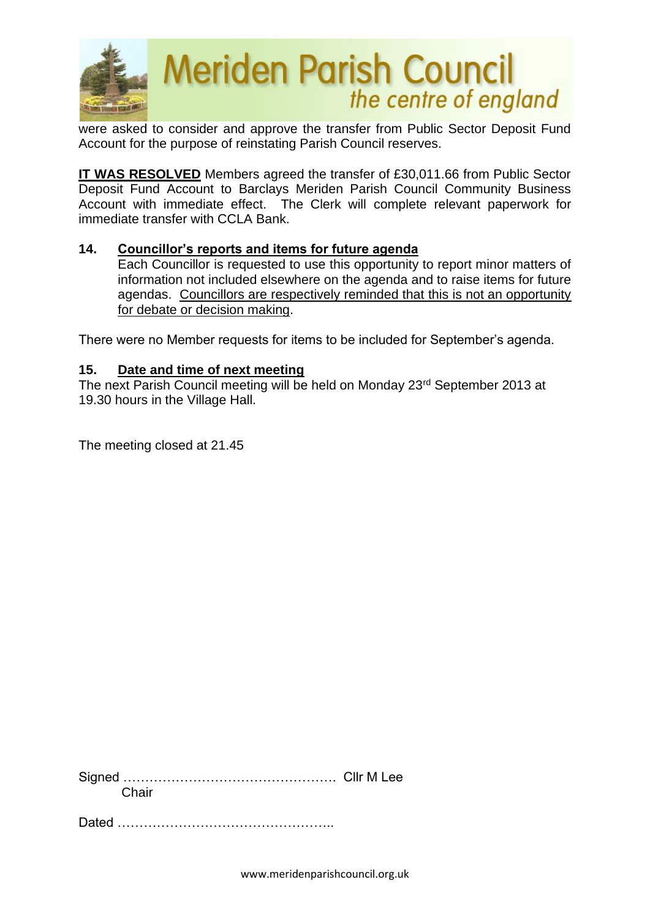were asked to consider and approve the transfer from Public Sector Deposit Fund Account for the purpose of reinstating Parish Council reserves.

**IT WAS RESOLVED** Members agreed the transfer of £30,011.66 from Public Sector Deposit Fund Account to Barclays Meriden Parish Council Community Business Account with immediate effect. The Clerk will complete relevant paperwork for immediate transfer with CCLA Bank.

## 14. Councillor's reports and items for future agenda

Each Councillor is requested to use this opportunity to report minor matters of information not included elsewhere on the agenda and to raise items for future agendas. Councillors are respectively reminded that this is not an opportunity for debate or decision making.

There were no Member requests for items to be included for September's agenda.

## 15. Date and time of next meeting

The next Parish Council meeting will be held on Monday 23rd September 2013 at 19.30 hours in the Village Hall.

The meeting closed at 21.45

Signed ………………………………………… Cllr M Lee
Chair

Dated …………………………………………..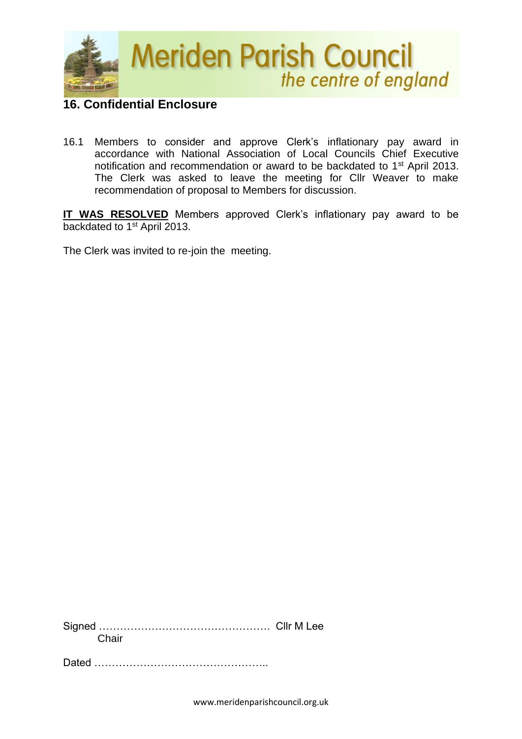## 16. Confidential Enclosure

16.1 Members to consider and approve Clerk's inflationary pay award in accordance with National Association of Local Councils Chief Executive notification and recommendation or award to be backdated to 1st April 2013. The Clerk was asked to leave the meeting for Cllr Weaver to make recommendation of proposal to Members for discussion.

**IT WAS RESOLVED** Members approved Clerk's inflationary pay award to be backdated to 1st April 2013.

The Clerk was invited to re-join the meeting.

Signed ………………………………………… Cllr M Lee
Chair

Dated …………………………………………..